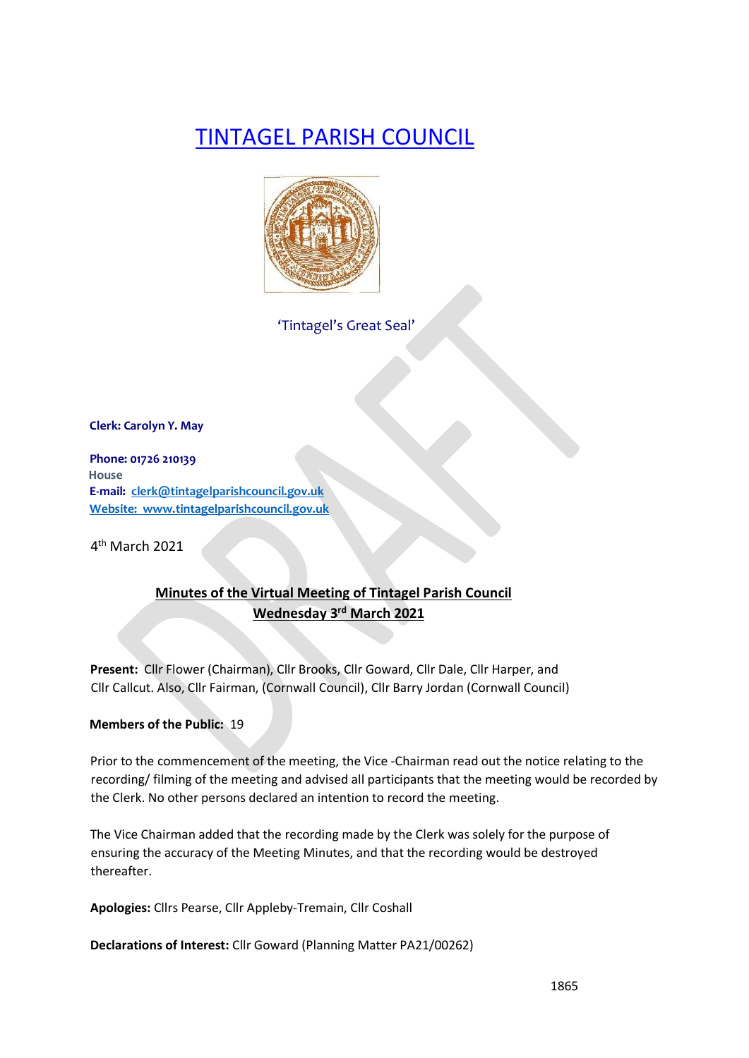# TINTAGEL PARISH COUNCIL

'Tintagel's Great Seal'

**Clerk: Carolyn Y. May**

**Phone: 01726 210139**
House
**E-mail:** clerk@tintagelparishcouncil.gov.uk
**Website:** www.tintagelparishcouncil.gov.uk

4th March 2021

## Minutes of the Virtual Meeting of Tintagel Parish Council
## Wednesday 3rd March 2021

**Present:** Cllr Flower (Chairman), Cllr Brooks, Cllr Goward, Cllr Dale, Cllr Harper, and Cllr Callcut. Also, Cllr Fairman, (Cornwall Council), Cllr Barry Jordan (Cornwall Council)

**Members of the Public:** 19

Prior to the commencement of the meeting, the Vice -Chairman read out the notice relating to the recording/ filming of the meeting and advised all participants that the meeting would be recorded by the Clerk. No other persons declared an intention to record the meeting.

The Vice Chairman added that the recording made by the Clerk was solely for the purpose of ensuring the accuracy of the Meeting Minutes, and that the recording would be destroyed thereafter.

**Apologies:** Cllrs Pearse, Cllr Appleby-Tremain, Cllr Coshall

**Declarations of Interest:** Cllr Goward (Planning Matter PA21/00262)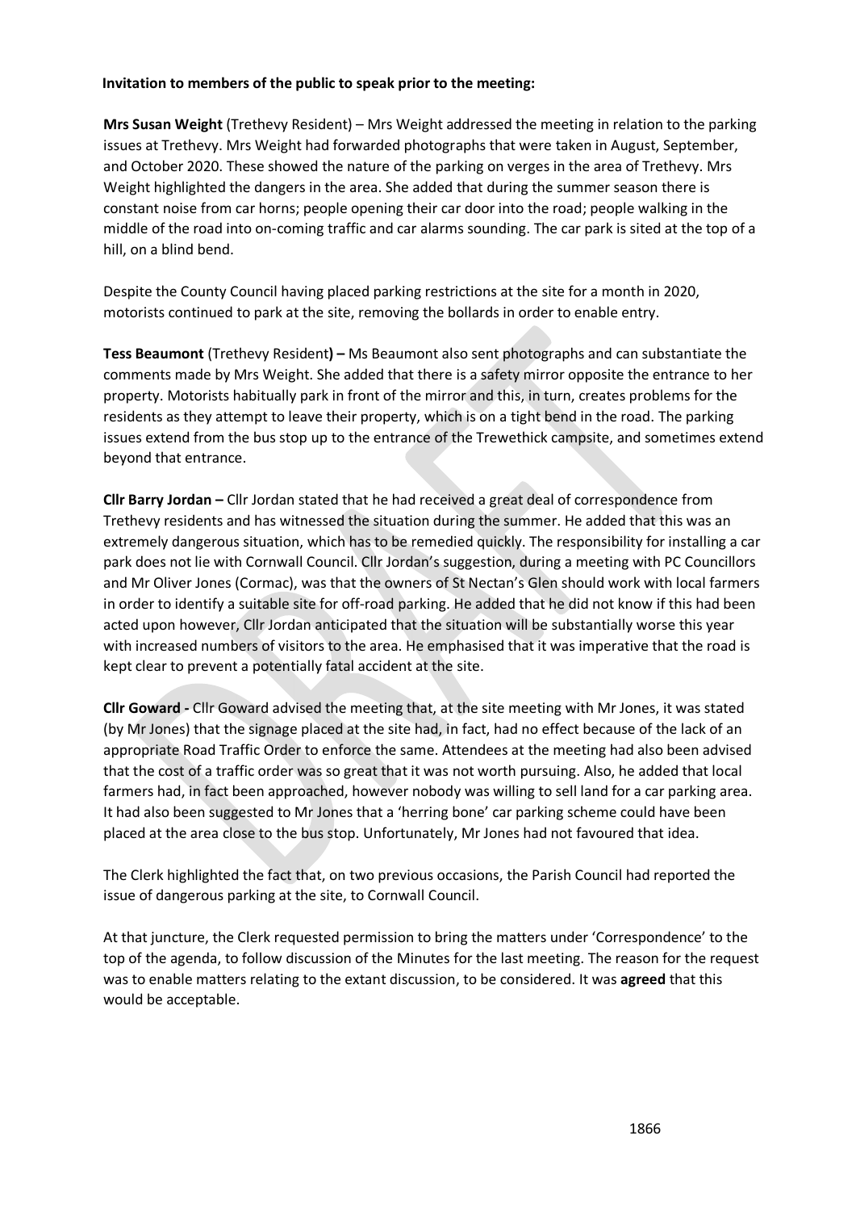**Invitation to members of the public to speak prior to the meeting:**

**Mrs Susan Weight** (Trethevy Resident) – Mrs Weight addressed the meeting in relation to the parking issues at Trethevy. Mrs Weight had forwarded photographs that were taken in August, September, and October 2020. These showed the nature of the parking on verges in the area of Trethevy. Mrs Weight highlighted the dangers in the area. She added that during the summer season there is constant noise from car horns; people opening their car door into the road; people walking in the middle of the road into on-coming traffic and car alarms sounding. The car park is sited at the top of a hill, on a blind bend.

Despite the County Council having placed parking restrictions at the site for a month in 2020, motorists continued to park at the site, removing the bollards in order to enable entry.

**Tess Beaumont** (Trethevy Resident**) –** Ms Beaumont also sent photographs and can substantiate the comments made by Mrs Weight. She added that there is a safety mirror opposite the entrance to her property. Motorists habitually park in front of the mirror and this, in turn, creates problems for the residents as they attempt to leave their property, which is on a tight bend in the road. The parking issues extend from the bus stop up to the entrance of the Trewethick campsite, and sometimes extend beyond that entrance.

**Cllr Barry Jordan –** Cllr Jordan stated that he had received a great deal of correspondence from Trethevy residents and has witnessed the situation during the summer. He added that this was an extremely dangerous situation, which has to be remedied quickly. The responsibility for installing a car park does not lie with Cornwall Council. Cllr Jordan's suggestion, during a meeting with PC Councillors and Mr Oliver Jones (Cormac), was that the owners of St Nectan's Glen should work with local farmers in order to identify a suitable site for off-road parking. He added that he did not know if this had been acted upon however, Cllr Jordan anticipated that the situation will be substantially worse this year with increased numbers of visitors to the area. He emphasised that it was imperative that the road is kept clear to prevent a potentially fatal accident at the site.

**Cllr Goward -** Cllr Goward advised the meeting that, at the site meeting with Mr Jones, it was stated (by Mr Jones) that the signage placed at the site had, in fact, had no effect because of the lack of an appropriate Road Traffic Order to enforce the same. Attendees at the meeting had also been advised that the cost of a traffic order was so great that it was not worth pursuing. Also, he added that local farmers had, in fact been approached, however nobody was willing to sell land for a car parking area. It had also been suggested to Mr Jones that a 'herring bone' car parking scheme could have been placed at the area close to the bus stop. Unfortunately, Mr Jones had not favoured that idea.

The Clerk highlighted the fact that, on two previous occasions, the Parish Council had reported the issue of dangerous parking at the site, to Cornwall Council.

At that juncture, the Clerk requested permission to bring the matters under 'Correspondence' to the top of the agenda, to follow discussion of the Minutes for the last meeting. The reason for the request was to enable matters relating to the extant discussion, to be considered. It was **agreed** that this would be acceptable.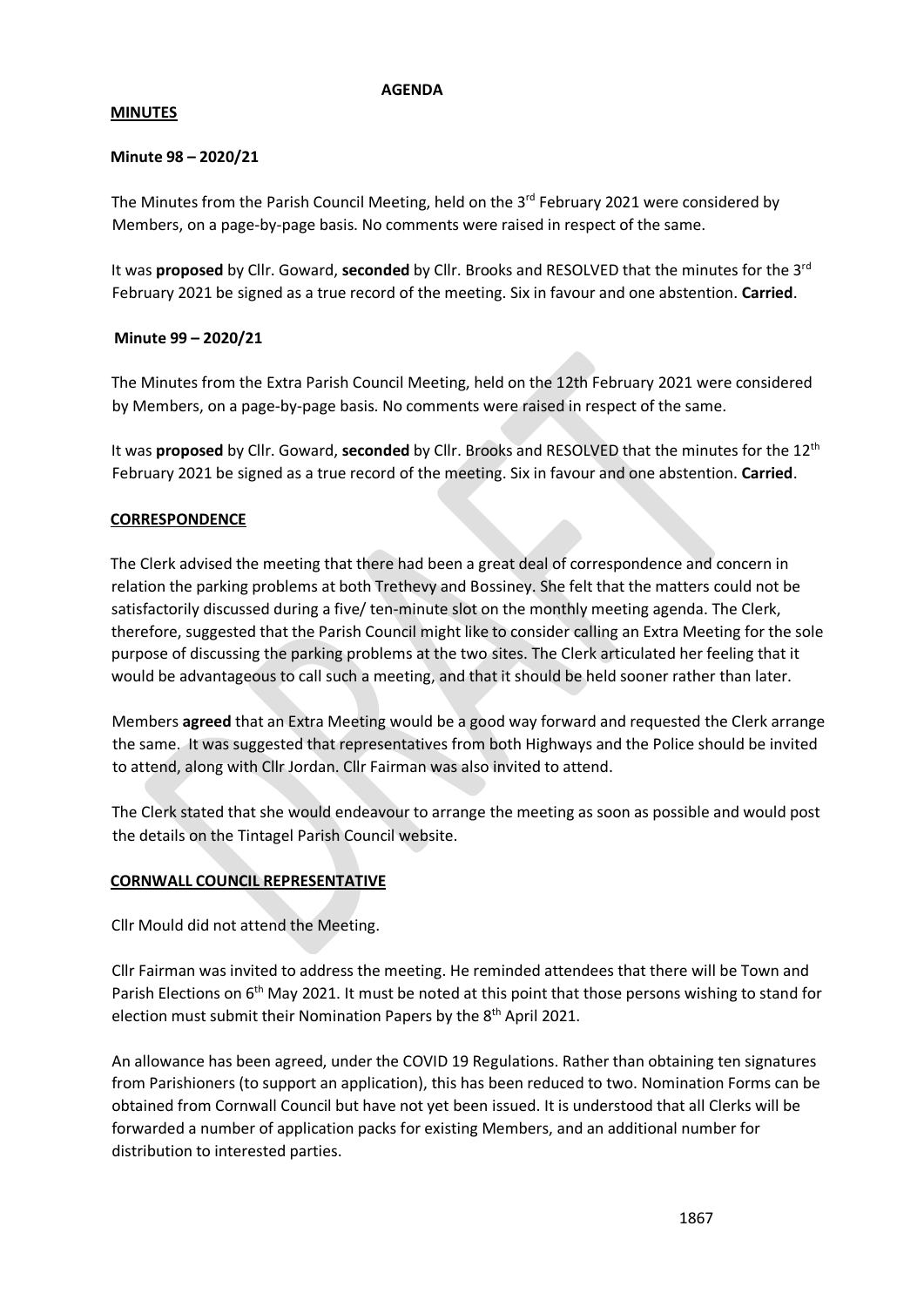**AGENDA**

**MINUTES**

**Minute 98 – 2020/21**

The Minutes from the Parish Council Meeting, held on the 3rd February 2021 were considered by Members, on a page-by-page basis. No comments were raised in respect of the same.

It was **proposed** by Cllr. Goward, **seconded** by Cllr. Brooks and RESOLVED that the minutes for the 3rd February 2021 be signed as a true record of the meeting. Six in favour and one abstention. **Carried**.

**Minute 99 – 2020/21**

The Minutes from the Extra Parish Council Meeting, held on the 12th February 2021 were considered by Members, on a page-by-page basis. No comments were raised in respect of the same.

It was **proposed** by Cllr. Goward, **seconded** by Cllr. Brooks and RESOLVED that the minutes for the 12th February 2021 be signed as a true record of the meeting. Six in favour and one abstention. **Carried**.

**CORRESPONDENCE**

The Clerk advised the meeting that there had been a great deal of correspondence and concern in relation the parking problems at both Trethevy and Bossiney. She felt that the matters could not be satisfactorily discussed during a five/ ten-minute slot on the monthly meeting agenda. The Clerk, therefore, suggested that the Parish Council might like to consider calling an Extra Meeting for the sole purpose of discussing the parking problems at the two sites. The Clerk articulated her feeling that it would be advantageous to call such a meeting, and that it should be held sooner rather than later.

Members **agreed** that an Extra Meeting would be a good way forward and requested the Clerk arrange the same. It was suggested that representatives from both Highways and the Police should be invited to attend, along with Cllr Jordan. Cllr Fairman was also invited to attend.

The Clerk stated that she would endeavour to arrange the meeting as soon as possible and would post the details on the Tintagel Parish Council website.

**CORNWALL COUNCIL REPRESENTATIVE**

Cllr Mould did not attend the Meeting.

Cllr Fairman was invited to address the meeting. He reminded attendees that there will be Town and Parish Elections on 6th May 2021. It must be noted at this point that those persons wishing to stand for election must submit their Nomination Papers by the 8th April 2021.

An allowance has been agreed, under the COVID 19 Regulations. Rather than obtaining ten signatures from Parishioners (to support an application), this has been reduced to two. Nomination Forms can be obtained from Cornwall Council but have not yet been issued. It is understood that all Clerks will be forwarded a number of application packs for existing Members, and an additional number for distribution to interested parties.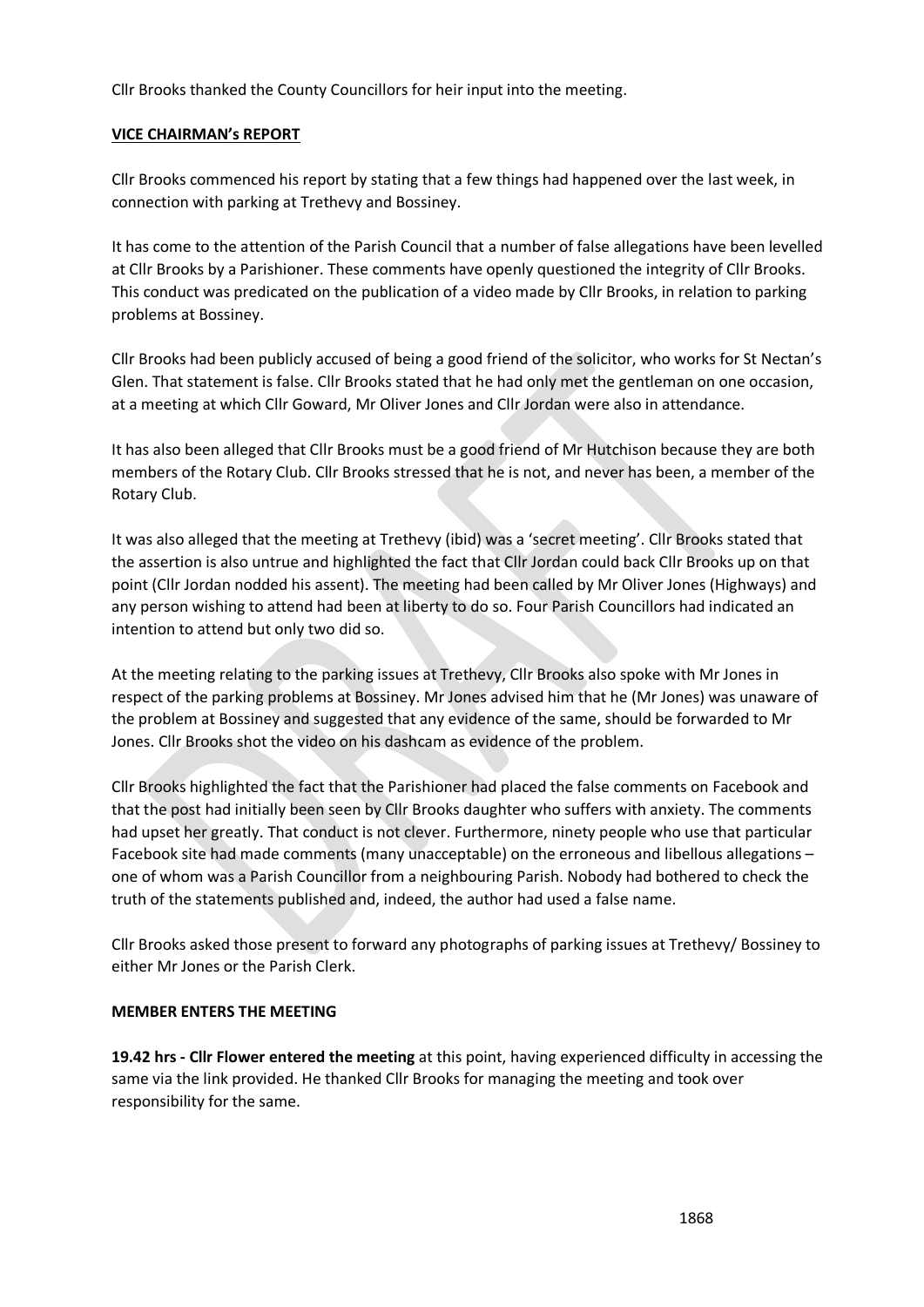Cllr Brooks thanked the County Councillors for heir input into the meeting.

## VICE CHAIRMAN's REPORT

Cllr Brooks commenced his report by stating that a few things had happened over the last week, in connection with parking at Trethevy and Bossiney.

It has come to the attention of the Parish Council that a number of false allegations have been levelled at Cllr Brooks by a Parishioner. These comments have openly questioned the integrity of Cllr Brooks. This conduct was predicated on the publication of a video made by Cllr Brooks, in relation to parking problems at Bossiney.

Cllr Brooks had been publicly accused of being a good friend of the solicitor, who works for St Nectan's Glen. That statement is false. Cllr Brooks stated that he had only met the gentleman on one occasion, at a meeting at which Cllr Goward, Mr Oliver Jones and Cllr Jordan were also in attendance.

It has also been alleged that Cllr Brooks must be a good friend of Mr Hutchison because they are both members of the Rotary Club. Cllr Brooks stressed that he is not, and never has been, a member of the Rotary Club.

It was also alleged that the meeting at Trethevy (ibid) was a 'secret meeting'. Cllr Brooks stated that the assertion is also untrue and highlighted the fact that Cllr Jordan could back Cllr Brooks up on that point (Cllr Jordan nodded his assent). The meeting had been called by Mr Oliver Jones (Highways) and any person wishing to attend had been at liberty to do so. Four Parish Councillors had indicated an intention to attend but only two did so.

At the meeting relating to the parking issues at Trethevy, Cllr Brooks also spoke with Mr Jones in respect of the parking problems at Bossiney. Mr Jones advised him that he (Mr Jones) was unaware of the problem at Bossiney and suggested that any evidence of the same, should be forwarded to Mr Jones. Cllr Brooks shot the video on his dashcam as evidence of the problem.

Cllr Brooks highlighted the fact that the Parishioner had placed the false comments on Facebook and that the post had initially been seen by Cllr Brooks daughter who suffers with anxiety. The comments had upset her greatly. That conduct is not clever. Furthermore, ninety people who use that particular Facebook site had made comments (many unacceptable) on the erroneous and libellous allegations – one of whom was a Parish Councillor from a neighbouring Parish. Nobody had bothered to check the truth of the statements published and, indeed, the author had used a false name.

Cllr Brooks asked those present to forward any photographs of parking issues at Trethevy/ Bossiney to either Mr Jones or the Parish Clerk.

## MEMBER ENTERS THE MEETING

**19.42 hrs - Cllr Flower entered the meeting** at this point, having experienced difficulty in accessing the same via the link provided. He thanked Cllr Brooks for managing the meeting and took over responsibility for the same.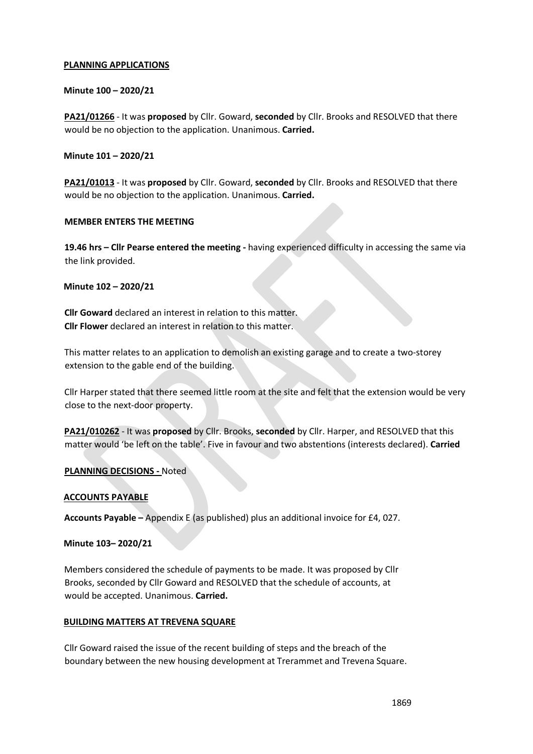**PLANNING APPLICATIONS**

**Minute 100 – 2020/21**

**PA21/01266** - It was **proposed** by Cllr. Goward, **seconded** by Cllr. Brooks and RESOLVED that there would be no objection to the application. Unanimous. **Carried.**

**Minute 101 – 2020/21**

**PA21/01013** - It was **proposed** by Cllr. Goward, **seconded** by Cllr. Brooks and RESOLVED that there would be no objection to the application. Unanimous. **Carried.**

**MEMBER ENTERS THE MEETING**

**19.46 hrs – Cllr Pearse entered the meeting -** having experienced difficulty in accessing the same via the link provided.

**Minute 102 – 2020/21**

**Cllr Goward** declared an interest in relation to this matter.
**Cllr Flower** declared an interest in relation to this matter.

This matter relates to an application to demolish an existing garage and to create a two-storey extension to the gable end of the building.

Cllr Harper stated that there seemed little room at the site and felt that the extension would be very close to the next-door property.

**PA21/010262** - It was **proposed** by Cllr. Brooks, **seconded** by Cllr. Harper, and RESOLVED that this matter would 'be left on the table'. Five in favour and two abstentions (interests declared). **Carried**

**PLANNING DECISIONS -** Noted

**ACCOUNTS PAYABLE**

**Accounts Payable –** Appendix E (as published) plus an additional invoice for £4, 027.

**Minute 103– 2020/21**

Members considered the schedule of payments to be made. It was proposed by Cllr Brooks, seconded by Cllr Goward and RESOLVED that the schedule of accounts, at would be accepted. Unanimous. **Carried.**

**BUILDING MATTERS AT TREVENA SQUARE**

Cllr Goward raised the issue of the recent building of steps and the breach of the boundary between the new housing development at Trerammet and Trevena Square.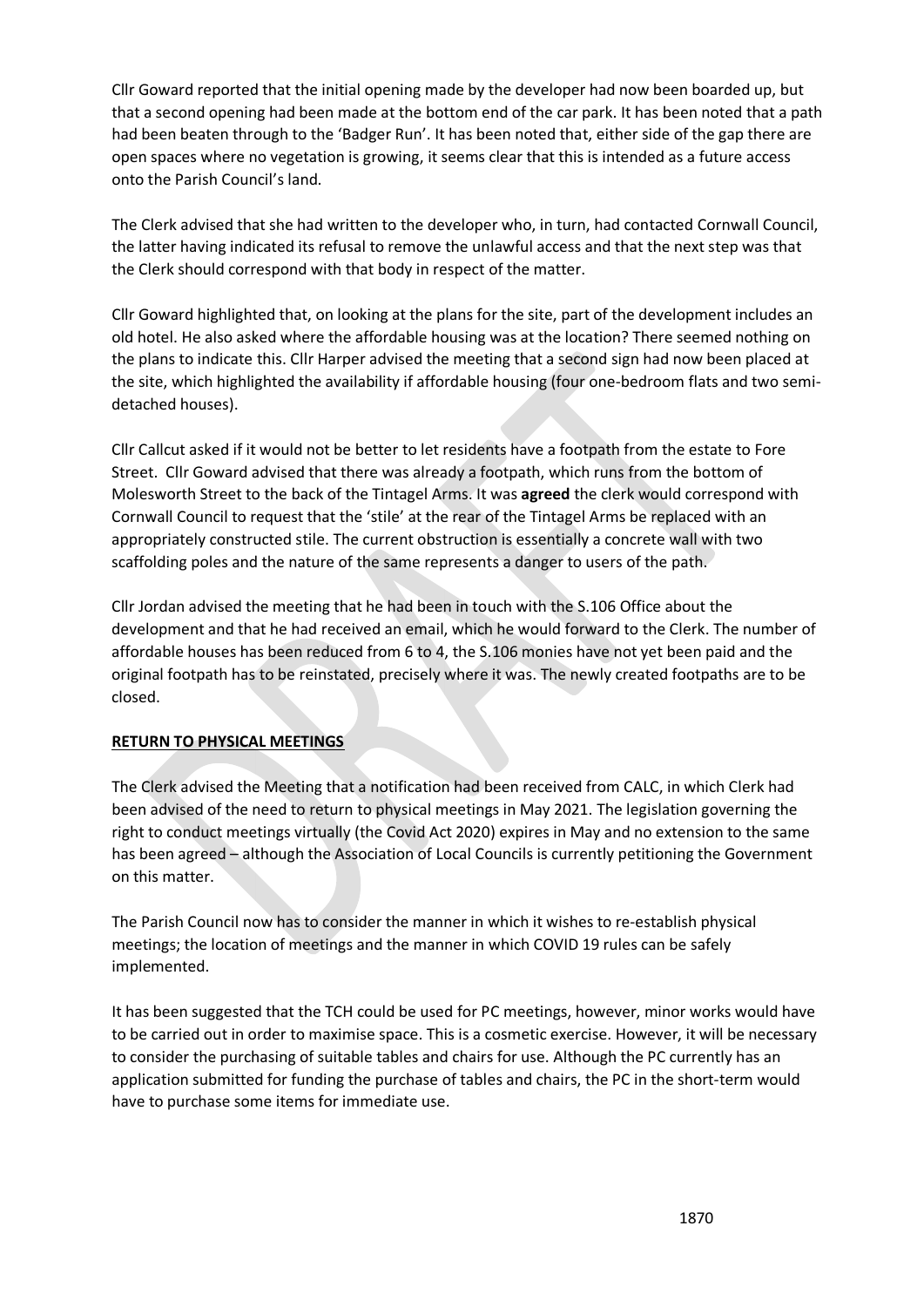Cllr Goward reported that the initial opening made by the developer had now been boarded up, but that a second opening had been made at the bottom end of the car park. It has been noted that a path had been beaten through to the 'Badger Run'. It has been noted that, either side of the gap there are open spaces where no vegetation is growing, it seems clear that this is intended as a future access onto the Parish Council's land.

The Clerk advised that she had written to the developer who, in turn, had contacted Cornwall Council, the latter having indicated its refusal to remove the unlawful access and that the next step was that the Clerk should correspond with that body in respect of the matter.

Cllr Goward highlighted that, on looking at the plans for the site, part of the development includes an old hotel. He also asked where the affordable housing was at the location? There seemed nothing on the plans to indicate this. Cllr Harper advised the meeting that a second sign had now been placed at the site, which highlighted the availability if affordable housing (four one-bedroom flats and two semi-detached houses).

Cllr Callcut asked if it would not be better to let residents have a footpath from the estate to Fore Street. Cllr Goward advised that there was already a footpath, which runs from the bottom of Molesworth Street to the back of the Tintagel Arms. It was **agreed** the clerk would correspond with Cornwall Council to request that the 'stile' at the rear of the Tintagel Arms be replaced with an appropriately constructed stile. The current obstruction is essentially a concrete wall with two scaffolding poles and the nature of the same represents a danger to users of the path.

Cllr Jordan advised the meeting that he had been in touch with the S.106 Office about the development and that he had received an email, which he would forward to the Clerk. The number of affordable houses has been reduced from 6 to 4, the S.106 monies have not yet been paid and the original footpath has to be reinstated, precisely where it was. The newly created footpaths are to be closed.

**RETURN TO PHYSICAL MEETINGS**

The Clerk advised the Meeting that a notification had been received from CALC, in which Clerk had been advised of the need to return to physical meetings in May 2021. The legislation governing the right to conduct meetings virtually (the Covid Act 2020) expires in May and no extension to the same has been agreed – although the Association of Local Councils is currently petitioning the Government on this matter.

The Parish Council now has to consider the manner in which it wishes to re-establish physical meetings; the location of meetings and the manner in which COVID 19 rules can be safely implemented.

It has been suggested that the TCH could be used for PC meetings, however, minor works would have to be carried out in order to maximise space. This is a cosmetic exercise. However, it will be necessary to consider the purchasing of suitable tables and chairs for use. Although the PC currently has an application submitted for funding the purchase of tables and chairs, the PC in the short-term would have to purchase some items for immediate use.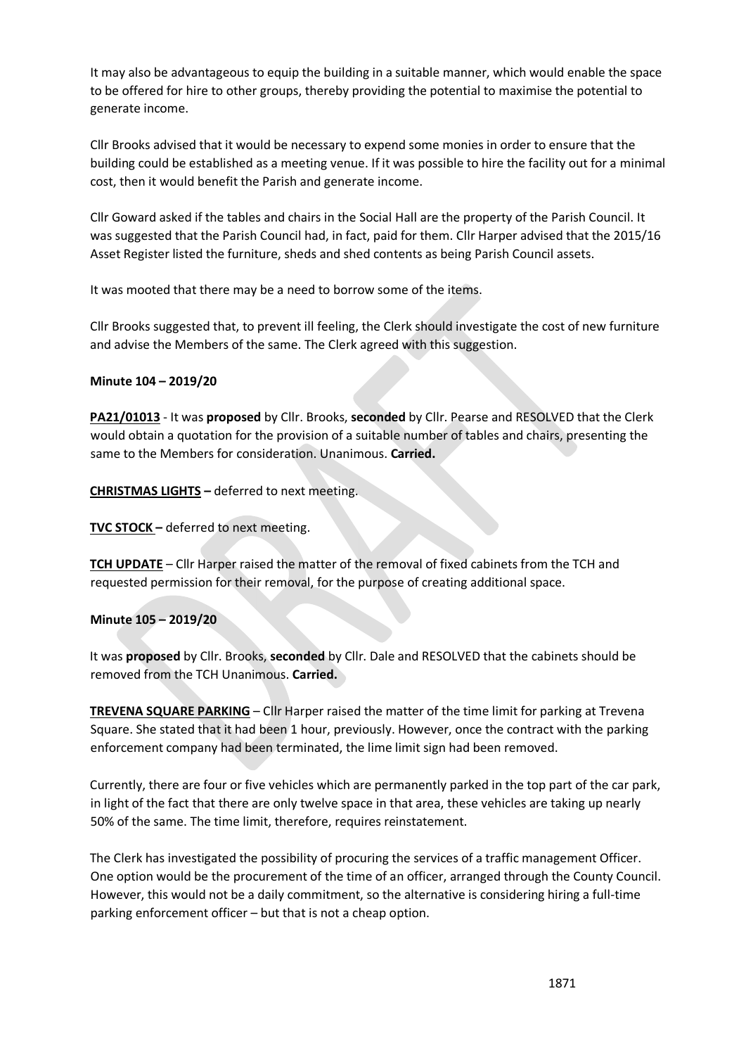It may also be advantageous to equip the building in a suitable manner, which would enable the space to be offered for hire to other groups, thereby providing the potential to maximise the potential to generate income.

Cllr Brooks advised that it would be necessary to expend some monies in order to ensure that the building could be established as a meeting venue. If it was possible to hire the facility out for a minimal cost, then it would benefit the Parish and generate income.

Cllr Goward asked if the tables and chairs in the Social Hall are the property of the Parish Council. It was suggested that the Parish Council had, in fact, paid for them. Cllr Harper advised that the 2015/16 Asset Register listed the furniture, sheds and shed contents as being Parish Council assets.

It was mooted that there may be a need to borrow some of the items.

Cllr Brooks suggested that, to prevent ill feeling, the Clerk should investigate the cost of new furniture and advise the Members of the same. The Clerk agreed with this suggestion.

**Minute 104 – 2019/20**

**PA21/01013** - It was **proposed** by Cllr. Brooks, **seconded** by Cllr. Pearse and RESOLVED that the Clerk would obtain a quotation for the provision of a suitable number of tables and chairs, presenting the same to the Members for consideration. Unanimous. **Carried.**

**CHRISTMAS LIGHTS –** deferred to next meeting.

**TVC STOCK –** deferred to next meeting.

**TCH UPDATE** – Cllr Harper raised the matter of the removal of fixed cabinets from the TCH and requested permission for their removal, for the purpose of creating additional space.

**Minute 105 – 2019/20**

It was **proposed** by Cllr. Brooks, **seconded** by Cllr. Dale and RESOLVED that the cabinets should be removed from the TCH Unanimous. **Carried.**

**TREVENA SQUARE PARKING** – Cllr Harper raised the matter of the time limit for parking at Trevena Square. She stated that it had been 1 hour, previously. However, once the contract with the parking enforcement company had been terminated, the lime limit sign had been removed.

Currently, there are four or five vehicles which are permanently parked in the top part of the car park, in light of the fact that there are only twelve space in that area, these vehicles are taking up nearly 50% of the same. The time limit, therefore, requires reinstatement.

The Clerk has investigated the possibility of procuring the services of a traffic management Officer. One option would be the procurement of the time of an officer, arranged through the County Council. However, this would not be a daily commitment, so the alternative is considering hiring a full-time parking enforcement officer – but that is not a cheap option.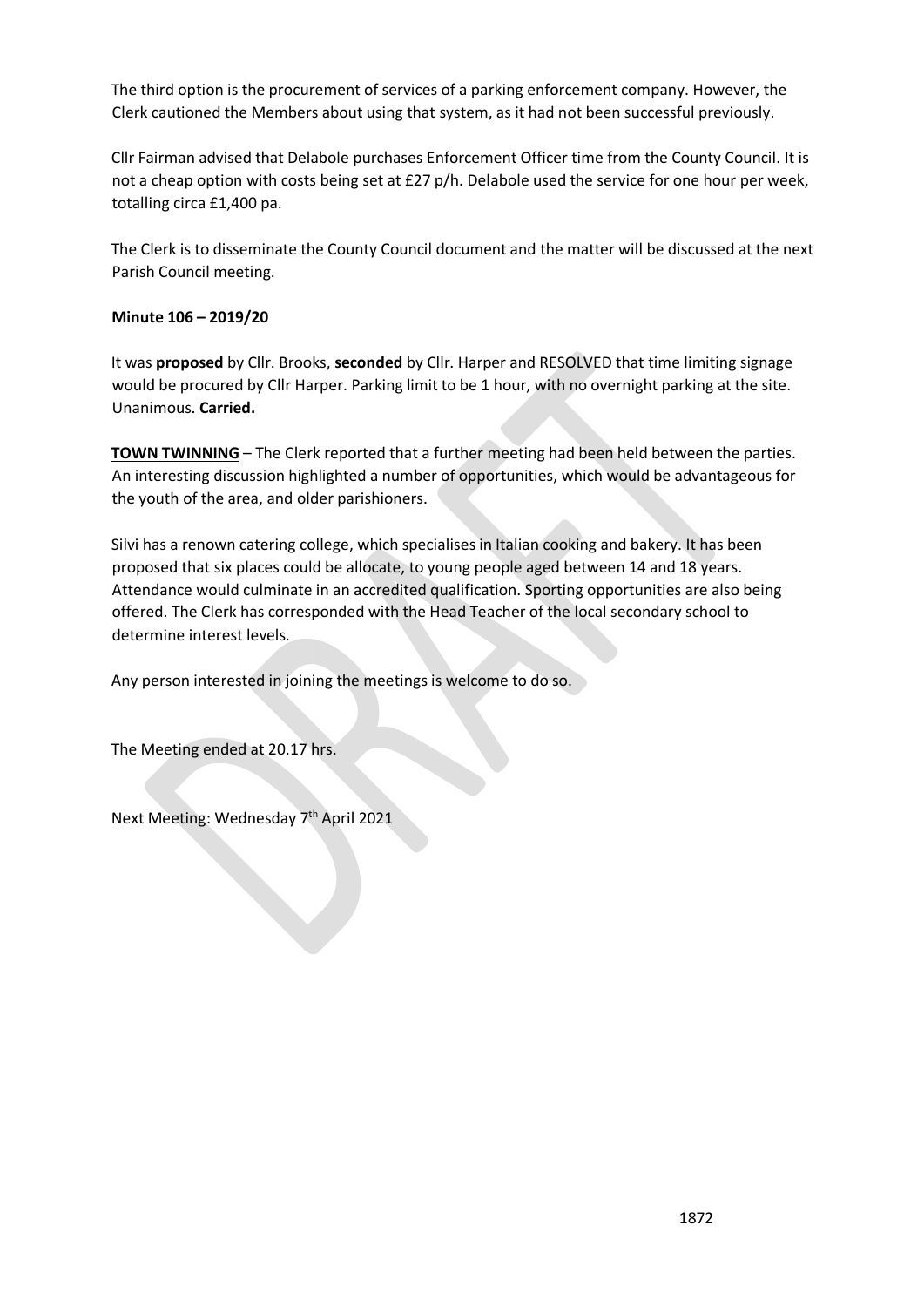The third option is the procurement of services of a parking enforcement company. However, the Clerk cautioned the Members about using that system, as it had not been successful previously.

Cllr Fairman advised that Delabole purchases Enforcement Officer time from the County Council. It is not a cheap option with costs being set at £27 p/h. Delabole used the service for one hour per week, totalling circa £1,400 pa.

The Clerk is to disseminate the County Council document and the matter will be discussed at the next Parish Council meeting.

**Minute 106 – 2019/20**

It was **proposed** by Cllr. Brooks, **seconded** by Cllr. Harper and RESOLVED that time limiting signage would be procured by Cllr Harper. Parking limit to be 1 hour, with no overnight parking at the site. Unanimous. **Carried.**

**TOWN TWINNING** – The Clerk reported that a further meeting had been held between the parties. An interesting discussion highlighted a number of opportunities, which would be advantageous for the youth of the area, and older parishioners.

Silvi has a renown catering college, which specialises in Italian cooking and bakery. It has been proposed that six places could be allocate, to young people aged between 14 and 18 years. Attendance would culminate in an accredited qualification. Sporting opportunities are also being offered. The Clerk has corresponded with the Head Teacher of the local secondary school to determine interest levels.

Any person interested in joining the meetings is welcome to do so.

The Meeting ended at 20.17 hrs.

Next Meeting: Wednesday 7th April 2021